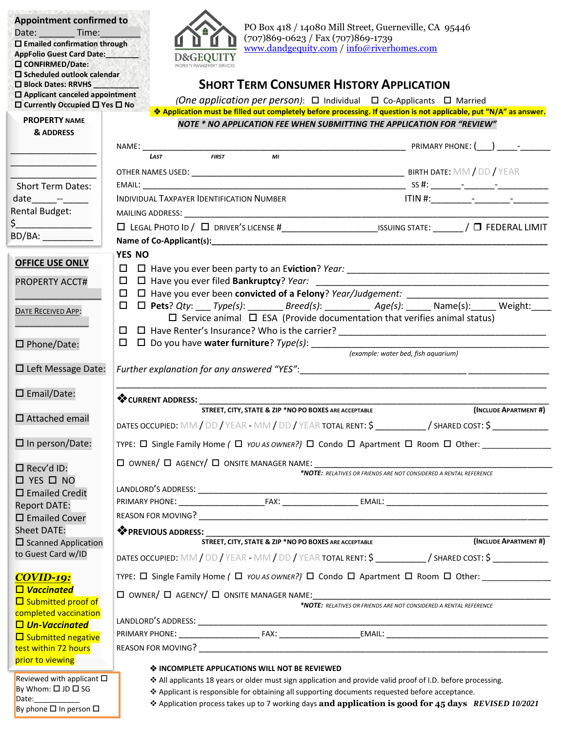**Appointment confirmed to**
Date: _______ Time:________
☐ Emailed confirmation through AppFolio Guest Card Date:_______
☐ CONFIRMED/Date:
☐ Scheduled outlook calendar
☐ Block Dates: RRVHS __________
☐ Applicant canceled appointment
☐ Currently Occupied ☐ Yes ☐ No

D&GEQUITY
PROPERTY MANAGEMENT SERVICES

PO Box 418 / 14080 Mill Street, Guerneville, CA 95446
(707)869-0623 / Fax (707)869-1739
www.dandgequity.com / info@riverhomes.com

# SHORT TERM CONSUMER HISTORY APPLICATION

*(One application per person)*: ☐ Individual ☐ Co-Applicants ☐ Married

❖ **Application must be filled out completely before processing. If question is not applicable, put "N/A" as answer.**

***NOTE * NO APPLICATION FEE WHEN SUBMITTING THE APPLICATION FOR "REVIEW"***

**PROPERTY NAME & ADDRESS**

_______________
_______________
_______________

Short Term Dates:
date_____--_____
Rental Budget:
$_____________
BD/BA: __________

NAME: ______________________________________________ PRIMARY PHONE: (___) ____-______
*LAST* *FIRST* *MI*

OTHER NAMES USED: ______________________________________ BIRTH DATE: MM / DD / YEAR

EMAIL: ______________________________________________ SS #: ______-______-_________

INDIVIDUAL TAXPAYER IDENTIFICATION NUMBER ITIN #:________-_______-_______

MAILING ADDRESS: ________________________________________________________________

☐ LEGAL PHOTO ID / ☐ DRIVER'S LICENSE #__________________ISSUING STATE: ______ / ☐ FEDERAL LIMIT

**Name of Co-Applicant(s):**__________________________________________________________

**YES NO**

☐ ☐ Have you ever been party to an E**viction**? *Year:* ____________________________________

☐ ☐ Have you ever filed **Bankruptcy**? *Year:* ______________________________________

☐ ☐ Have you ever been **convicted of a Felony**? *Year/Judgement:* _________________________

☐ ☐ **Pets**? *Qty*: ___ *Type(s)*: _______ *Breed(s)*: _________ *Age(s)*: _____ Name(s):_____ Weight:____
☐ Service animal ☐ ESA (Provide documentation that verifies animal status)

☐ ☐ Have Renter's Insurance? Who is the carrier? _______________________________________

☐ ☐ Do you have **water furniture**? *Type(s)*: ___________________________________________
*(example: water bed, fish aquarium)*

*Further explanation for any answered "YES"*:____________________________________________
____________________________________________________________________________

**OFFICE USE ONLY**

PROPERTY ACCT#
_______________

DATE RECEIVED APP:
_______________

☐ Phone/Date:

☐ Left Message Date:

☐ Email/Date:

☐ Attached email

☐ In person/Date:

☐ Recv'd ID:
☐ YES ☐ NO
☐ Emailed Credit Report DATE:
☐ Emailed Cover Sheet DATE:
☐ Scanned Application to Guest Card w/ID

***COVID-19:***
☐ ***Vaccinated***
☐ Submitted proof of completed vaccination
☐ ***Un-Vaccinated***
☐ Submitted negative test within 72 hours prior to viewing

Reviewed with applicant ☐
By Whom: ☐ JD ☐ SG
Date:___________
By phone ☐ In person ☐

❖**CURRENT ADDRESS:** ______________________________________________________________
**STREET, CITY, STATE & ZIP *NO PO BOXES ARE ACCEPTABLE** **(INCLUDE APARTMENT #)**

DATES OCCUPIED: MM / DD / YEAR - MM / DD / YEAR TOTAL RENT: $ __________ / SHARED COST: $ ___________

TYPE: ☐ Single Family Home ( ☐ *YOU AS OWNER?)* ☐ Condo ☐ Apartment ☐ Room ☐ Other: _____________

☐ OWNER/ ☐ AGENCY/ ☐ ONSITE MANAGER NAME: ___________________________________________
***NOTE:** RELATIVES OR FRIENDS ARE NOT CONSIDERED A RENTAL REFERENCE*

LANDLORD'S ADDRESS: ____________________________________________________________

PRIMARY PHONE: __________________FAX: _______________ EMAIL: __________________________

REASON FOR MOVING? ______________________________________________________________

❖**PREVIOUS ADDRESS:** ______________________________________________________________
**STREET, CITY, STATE & ZIP *NO PO BOXES ARE ACCEPTABLE** **(INCLUDE APARTMENT #)**

DATES OCCUPIED: MM / DD / YEAR - MM / DD / YEAR TOTAL RENT: $ __________ / SHARED COST: $ ___________

TYPE: ☐ Single Family Home ( ☐ *YOU AS OWNER?)* ☐ Condo ☐ Apartment ☐ Room ☐ Other: _____________

☐ OWNER/ ☐ AGENCY/ ☐ ONSITE MANAGER NAME:___________________________________________
***NOTE:** RELATIVES OR FRIENDS ARE NOT CONSIDERED A RENTAL REFERENCE*

LANDLORD'S ADDRESS: ____________________________________________________________

PRIMARY PHONE: ________________ FAX: _________________EMAIL: ____________________________

REASON FOR MOVING? ______________________________________________________________

❖ **INCOMPLETE APPLICATIONS WILL NOT BE REVIEWED**
❖ All applicants 18 years or older must sign application and provide valid proof of I.D. before processing.
❖ Applicant is responsible for obtaining all supporting documents requested before acceptance.
❖ Application process takes up to 7 working days **and application is good for 45 days** ***REVISED 10/2021***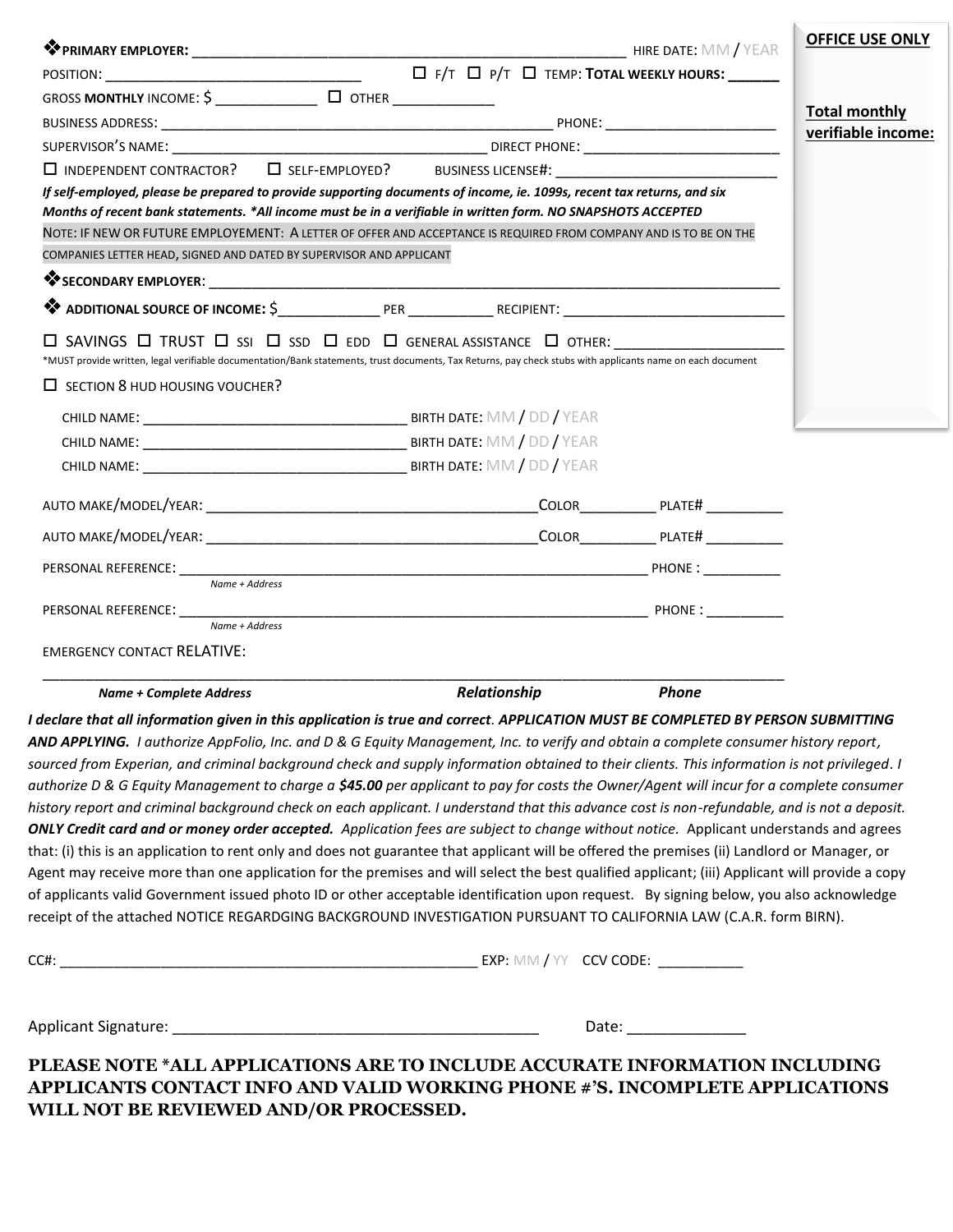❖**PRIMARY EMPLOYER:** ______________________________________________ HIRE DATE: MM / YEAR

POSITION: ______________________________ ☐ F/T ☐ P/T ☐ TEMP: **TOTAL WEEKLY HOURS:** ______

GROSS **MONTHLY** INCOME: $ ____________ ☐ OTHER ____________

BUSINESS ADDRESS: ______________________________________________ PHONE: ____________________

SUPERVISOR'S NAME: ____________________________________ DIRECT PHONE: ______________________

☐ INDEPENDENT CONTRACTOR? ☐ SELF-EMPLOYED? BUSINESS LICENSE#: ________________________

***If self-employed, please be prepared to provide supporting documents of income, ie. 1099s, recent tax returns, and six Months of recent bank statements. *All income must be in a verifiable in written form. NO SNAPSHOTS ACCEPTED***

NOTE: IF NEW OR FUTURE EMPLOYEMENT: A LETTER OF OFFER AND ACCEPTANCE IS REQUIRED FROM COMPANY AND IS TO BE ON THE COMPANIES LETTER HEAD, SIGNED AND DATED BY SUPERVISOR AND APPLICANT

**OFFICE USE ONLY**

**Total monthly verifiable income:**

❖**SECONDARY EMPLOYER**: ______________________________________________________________________

❖ **ADDITIONAL SOURCE OF INCOME:** $____________ PER __________ RECIPIENT: __________________________

☐ SAVINGS ☐ TRUST ☐ SSI ☐ SSD ☐ EDD ☐ GENERAL ASSISTANCE ☐ OTHER: ____________________

*MUST provide written, legal verifiable documentation/Bank statements, trust documents, Tax Returns, pay check stubs with applicants name on each document

☐ SECTION 8 HUD HOUSING VOUCHER?

CHILD NAME: ______________________________ BIRTH DATE: MM / DD / YEAR

CHILD NAME: ______________________________ BIRTH DATE: MM / DD / YEAR

CHILD NAME: ______________________________ BIRTH DATE: MM / DD / YEAR

AUTO MAKE/MODEL/YEAR: ______________________________________ COLOR_________ PLATE# _________

AUTO MAKE/MODEL/YEAR: ______________________________________ COLOR_________ PLATE# _________

PERSONAL REFERENCE: ______________________________________________________ PHONE : _________
*Name + Address*

PERSONAL REFERENCE: ______________________________________________________ PHONE : _________
*Name + Address*

EMERGENCY CONTACT RELATIVE:

_____________________________________________________________________________________
***Name + Complete Address*** ***Relationship*** ***Phone***

***I declare that all information given in this application is true and correct. APPLICATION MUST BE COMPLETED BY PERSON SUBMITTING AND APPLYING.*** *I authorize AppFolio, Inc. and D & G Equity Management, Inc. to verify and obtain a complete consumer history report, sourced from Experian, and criminal background check and supply information obtained to their clients. This information is not privileged. I authorize D & G Equity Management to charge a* ***$45.00*** *per applicant to pay for costs the Owner/Agent will incur for a complete consumer history report and criminal background check on each applicant. I understand that this advance cost is non-refundable, and is not a deposit.* ***ONLY Credit card and or money order accepted.*** *Application fees are subject to change without notice.* Applicant understands and agrees that: (i) this is an application to rent only and does not guarantee that applicant will be offered the premises (ii) Landlord or Manager, or Agent may receive more than one application for the premises and will select the best qualified applicant; (iii) Applicant will provide a copy of applicants valid Government issued photo ID or other acceptable identification upon request. By signing below, you also acknowledge receipt of the attached NOTICE REGARDGING BACKGROUND INVESTIGATION PURSUANT TO CALIFORNIA LAW (C.A.R. form BIRN).

CC#: ______________________________________________ EXP: MM / YY CCV CODE: __________

Applicant Signature: ______________________________________ Date: _____________

**PLEASE NOTE *ALL APPLICATIONS ARE TO INCLUDE ACCURATE INFORMATION INCLUDING APPLICANTS CONTACT INFO AND VALID WORKING PHONE #'S. INCOMPLETE APPLICATIONS WILL NOT BE REVIEWED AND/OR PROCESSED.**